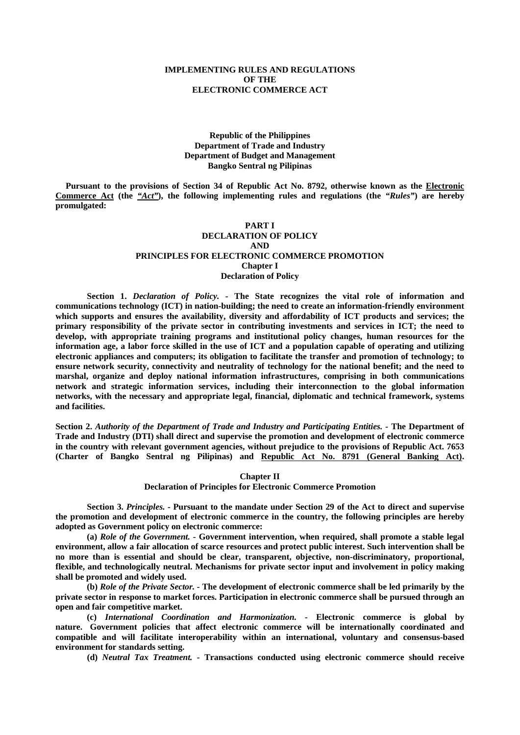# IMPLEMENTING RULES AND REGULATIONS
# OF THE
# ELECTRONIC COMMERCE ACT

**Republic of the Philippines**
**Department of Trade and Industry**
**Department of Budget and Management**
**Bangko Sentral ng Pilipinas**

**Pursuant to the provisions of Section 34 of Republic Act No. 8792, otherwise known as the Electronic Commerce Act (the *"Act"*), the following implementing rules and regulations (the *"Rules"*) are hereby promulgated:**

## PART I
## DECLARATION OF POLICY
## AND
## PRINCIPLES FOR ELECTRONIC COMMERCE PROMOTION

### Chapter I
### Declaration of Policy

**Section 1.** ***Declaration of Policy.*** **- The State recognizes the vital role of information and communications technology (ICT) in nation-building; the need to create an information-friendly environment which supports and ensures the availability, diversity and affordability of ICT products and services; the primary responsibility of the private sector in contributing investments and services in ICT; the need to develop, with appropriate training programs and institutional policy changes, human resources for the information age, a labor force skilled in the use of ICT and a population capable of operating and utilizing electronic appliances and computers; its obligation to facilitate the transfer and promotion of technology; to ensure network security, connectivity and neutrality of technology for the national benefit; and the need to marshal, organize and deploy national information infrastructures, comprising in both communications network and strategic information services, including their interconnection to the global information networks, with the necessary and appropriate legal, financial, diplomatic and technical framework, systems and facilities.**

**Section 2.** ***Authority of the Department of Trade and Industry and Participating Entities.*** **- The Department of Trade and Industry (DTI) shall direct and supervise the promotion and development of electronic commerce in the country with relevant government agencies, without prejudice to the provisions of Republic Act. 7653 (Charter of Bangko Sentral ng Pilipinas) and Republic Act No. 8791 (General Banking Act).**

### Chapter II
### Declaration of Principles for Electronic Commerce Promotion

**Section 3.** ***Principles.*** **- Pursuant to the mandate under Section 29 of the Act to direct and supervise the promotion and development of electronic commerce in the country, the following principles are hereby adopted as Government policy on electronic commerce:**

**(a)** ***Role of the Government.*** **- Government intervention, when required, shall promote a stable legal environment, allow a fair allocation of scarce resources and protect public interest. Such intervention shall be no more than is essential and should be clear, transparent, objective, non-discriminatory, proportional, flexible, and technologically neutral. Mechanisms for private sector input and involvement in policy making shall be promoted and widely used.**

**(b)** ***Role of the Private Sector.*** **- The development of electronic commerce shall be led primarily by the private sector in response to market forces. Participation in electronic commerce shall be pursued through an open and fair competitive market.**

**(c)** ***International Coordination and Harmonization.*** **- Electronic commerce is global by nature. Government policies that affect electronic commerce will be internationally coordinated and compatible and will facilitate interoperability within an international, voluntary and consensus-based environment for standards setting.**

**(d)** ***Neutral Tax Treatment.*** **- Transactions conducted using electronic commerce should receive**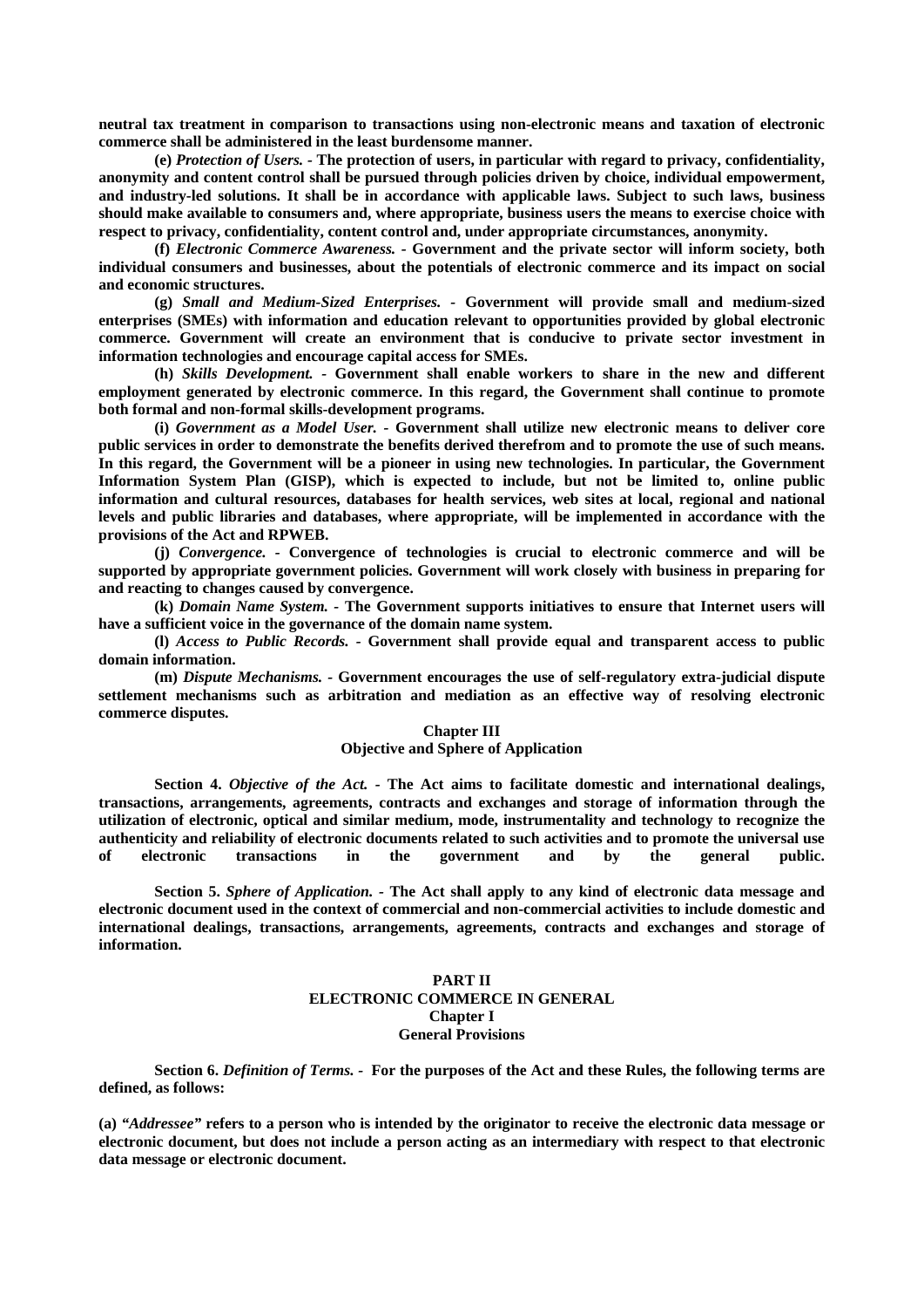**neutral tax treatment in comparison to transactions using non-electronic means and taxation of electronic commerce shall be administered in the least burdensome manner.**

**(e)** ***Protection of Users.*** **- The protection of users, in particular with regard to privacy, confidentiality, anonymity and content control shall be pursued through policies driven by choice, individual empowerment, and industry-led solutions. It shall be in accordance with applicable laws. Subject to such laws, business should make available to consumers and, where appropriate, business users the means to exercise choice with respect to privacy, confidentiality, content control and, under appropriate circumstances, anonymity.**

**(f)** ***Electronic Commerce Awareness.*** **- Government and the private sector will inform society, both individual consumers and businesses, about the potentials of electronic commerce and its impact on social and economic structures.**

**(g)** ***Small and Medium-Sized Enterprises.*** **- Government will provide small and medium-sized enterprises (SMEs) with information and education relevant to opportunities provided by global electronic commerce. Government will create an environment that is conducive to private sector investment in information technologies and encourage capital access for SMEs.**

**(h)** ***Skills Development.*** **- Government shall enable workers to share in the new and different employment generated by electronic commerce. In this regard, the Government shall continue to promote both formal and non-formal skills-development programs.**

**(i)** ***Government as a Model User.*** **- Government shall utilize new electronic means to deliver core public services in order to demonstrate the benefits derived therefrom and to promote the use of such means. In this regard, the Government will be a pioneer in using new technologies. In particular, the Government Information System Plan (GISP), which is expected to include, but not be limited to, online public information and cultural resources, databases for health services, web sites at local, regional and national levels and public libraries and databases, where appropriate, will be implemented in accordance with the provisions of the Act and RPWEB.**

**(j)** ***Convergence.*** **- Convergence of technologies is crucial to electronic commerce and will be supported by appropriate government policies. Government will work closely with business in preparing for and reacting to changes caused by convergence.**

**(k)** ***Domain Name System.*** **- The Government supports initiatives to ensure that Internet users will have a sufficient voice in the governance of the domain name system.**

**(l)** ***Access to Public Records.*** **- Government shall provide equal and transparent access to public domain information.**

**(m)** ***Dispute Mechanisms.*** **- Government encourages the use of self-regulatory extra-judicial dispute settlement mechanisms such as arbitration and mediation as an effective way of resolving electronic commerce disputes.**

### Chapter III
### Objective and Sphere of Application

**Section 4.** ***Objective of the Act.*** **- The Act aims to facilitate domestic and international dealings, transactions, arrangements, agreements, contracts and exchanges and storage of information through the utilization of electronic, optical and similar medium, mode, instrumentality and technology to recognize the authenticity and reliability of electronic documents related to such activities and to promote the universal use of electronic transactions in the government and by the general public.**

**Section 5.** ***Sphere of Application.*** **- The Act shall apply to any kind of electronic data message and electronic document used in the context of commercial and non-commercial activities to include domestic and international dealings, transactions, arrangements, agreements, contracts and exchanges and storage of information.**

## PART II
## ELECTRONIC COMMERCE IN GENERAL
### Chapter I
### General Provisions

**Section 6.** ***Definition of Terms.*** **- For the purposes of the Act and these Rules, the following terms are defined, as follows:**

**(a)** ***"Addressee"*** **refers to a person who is intended by the originator to receive the electronic data message or electronic document, but does not include a person acting as an intermediary with respect to that electronic data message or electronic document.**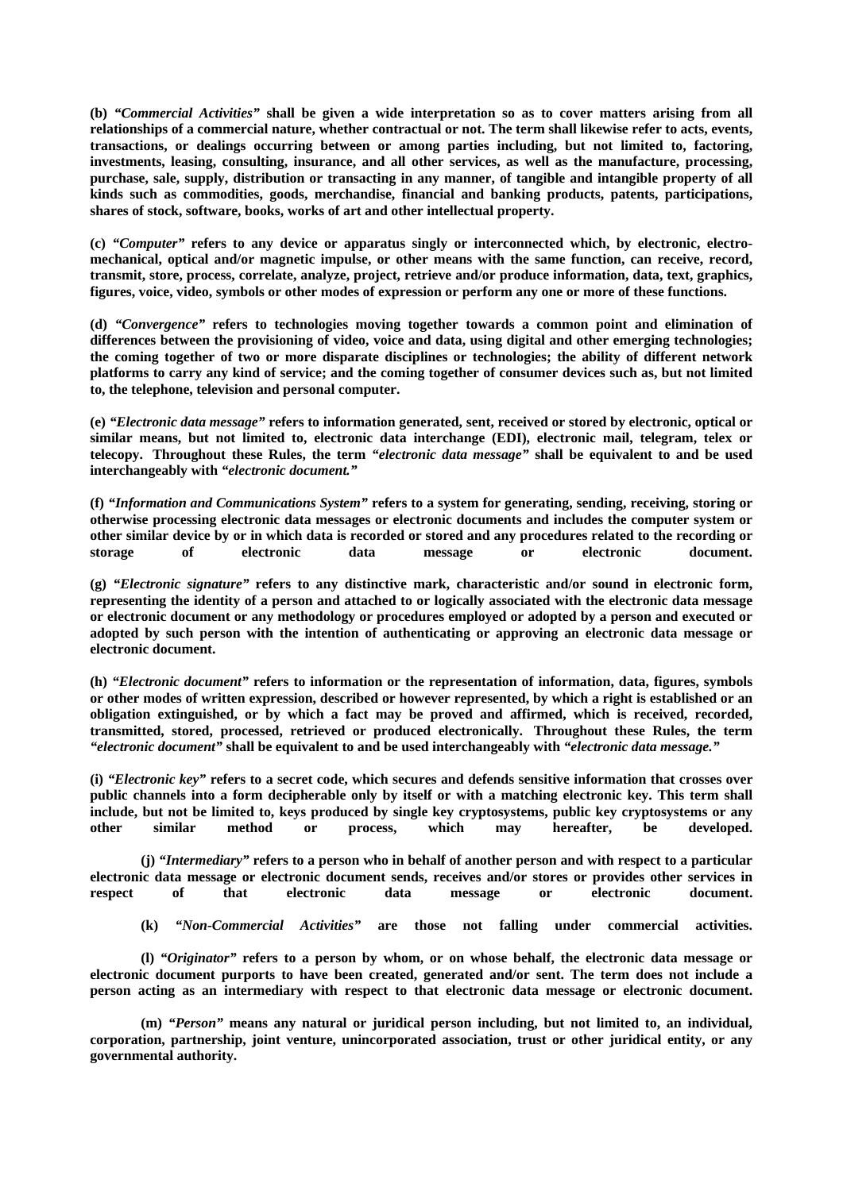**(b) *"Commercial Activities"* shall be given a wide interpretation so as to cover matters arising from all relationships of a commercial nature, whether contractual or not. The term shall likewise refer to acts, events, transactions, or dealings occurring between or among parties including, but not limited to, factoring, investments, leasing, consulting, insurance, and all other services, as well as the manufacture, processing, purchase, sale, supply, distribution or transacting in any manner, of tangible and intangible property of all kinds such as commodities, goods, merchandise, financial and banking products, patents, participations, shares of stock, software, books, works of art and other intellectual property.**

**(c) *"Computer"* refers to any device or apparatus singly or interconnected which, by electronic, electro-mechanical, optical and/or magnetic impulse, or other means with the same function, can receive, record, transmit, store, process, correlate, analyze, project, retrieve and/or produce information, data, text, graphics, figures, voice, video, symbols or other modes of expression or perform any one or more of these functions.**

**(d) *"Convergence"* refers to technologies moving together towards a common point and elimination of differences between the provisioning of video, voice and data, using digital and other emerging technologies; the coming together of two or more disparate disciplines or technologies; the ability of different network platforms to carry any kind of service; and the coming together of consumer devices such as, but not limited to, the telephone, television and personal computer.**

**(e) *"Electronic data message"* refers to information generated, sent, received or stored by electronic, optical or similar means, but not limited to, electronic data interchange (EDI), electronic mail, telegram, telex or telecopy. Throughout these Rules, the term *"electronic data message"* shall be equivalent to and be used interchangeably with *"electronic document."***

**(f) *"Information and Communications System"* refers to a system for generating, sending, receiving, storing or otherwise processing electronic data messages or electronic documents and includes the computer system or other similar device by or in which data is recorded or stored and any procedures related to the recording or storage of electronic data message or electronic document.**

**(g) *"Electronic signature"* refers to any distinctive mark, characteristic and/or sound in electronic form, representing the identity of a person and attached to or logically associated with the electronic data message or electronic document or any methodology or procedures employed or adopted by a person and executed or adopted by such person with the intention of authenticating or approving an electronic data message or electronic document.**

**(h) *"Electronic document"* refers to information or the representation of information, data, figures, symbols or other modes of written expression, described or however represented, by which a right is established or an obligation extinguished, or by which a fact may be proved and affirmed, which is received, recorded, transmitted, stored, processed, retrieved or produced electronically. Throughout these Rules, the term *"electronic document"* shall be equivalent to and be used interchangeably with *"electronic data message."***

**(i) *"Electronic key"* refers to a secret code, which secures and defends sensitive information that crosses over public channels into a form decipherable only by itself or with a matching electronic key. This term shall include, but not be limited to, keys produced by single key cryptosystems, public key cryptosystems or any other similar method or process, which may hereafter, be developed.**

**(j) *"Intermediary"* refers to a person who in behalf of another person and with respect to a particular electronic data message or electronic document sends, receives and/or stores or provides other services in respect of that electronic data message or electronic document.**

**(k) *"Non-Commercial Activities"* are those not falling under commercial activities.**

**(l) *"Originator"* refers to a person by whom, or on whose behalf, the electronic data message or electronic document purports to have been created, generated and/or sent. The term does not include a person acting as an intermediary with respect to that electronic data message or electronic document.**

**(m) *"Person"* means any natural or juridical person including, but not limited to, an individual, corporation, partnership, joint venture, unincorporated association, trust or other juridical entity, or any governmental authority.**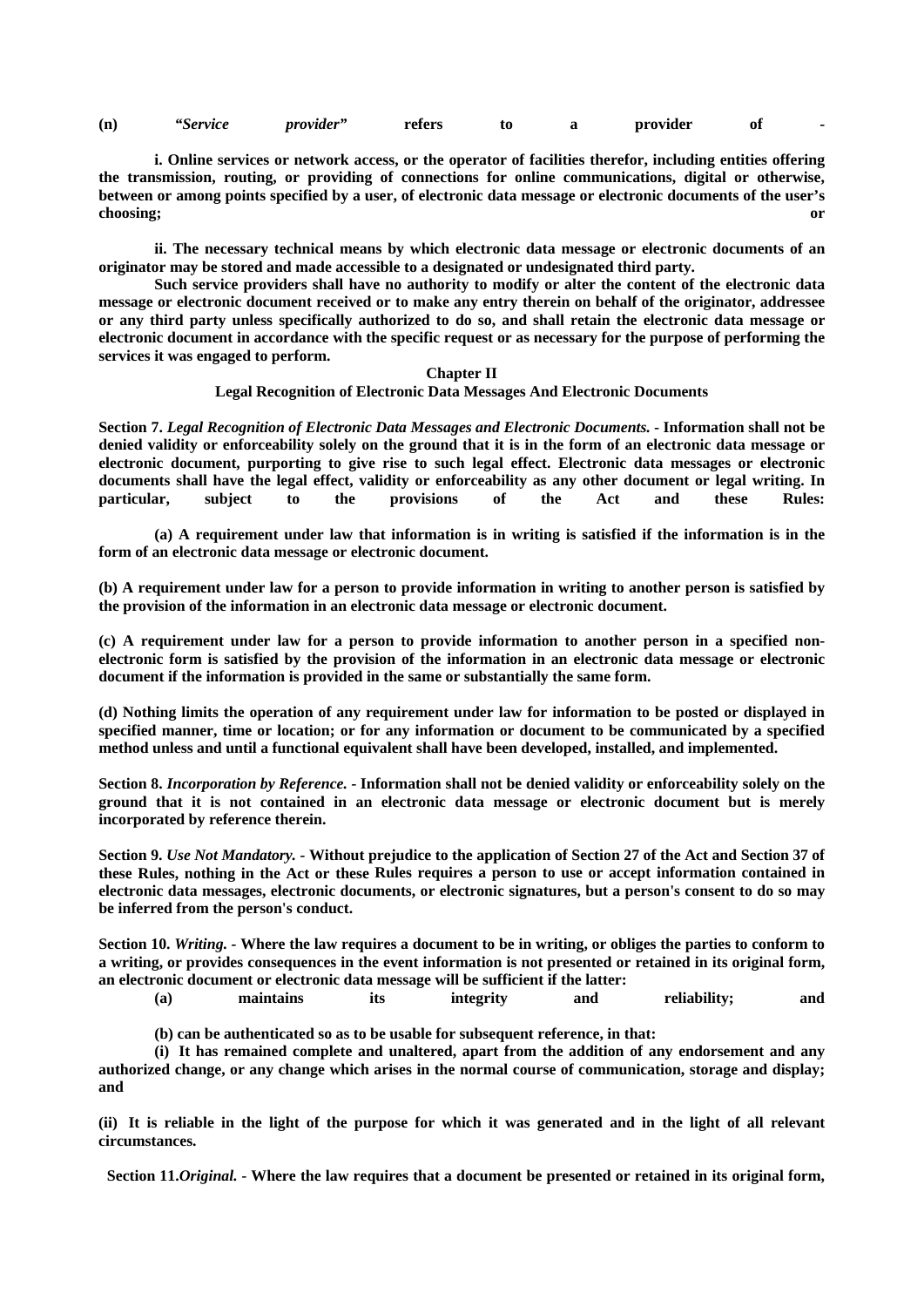**(n) *"Service provider"* refers to a provider of -**

**i. Online services or network access, or the operator of facilities therefor, including entities offering the transmission, routing, or providing of connections for online communications, digital or otherwise, between or among points specified by a user, of electronic data message or electronic documents of the user's choosing; or**

**ii. The necessary technical means by which electronic data message or electronic documents of an originator may be stored and made accessible to a designated or undesignated third party.**

**Such service providers shall have no authority to modify or alter the content of the electronic data message or electronic document received or to make any entry therein on behalf of the originator, addressee or any third party unless specifically authorized to do so, and shall retain the electronic data message or electronic document in accordance with the specific request or as necessary for the purpose of performing the services it was engaged to perform.**

## Chapter II
## Legal Recognition of Electronic Data Messages And Electronic Documents

**Section 7.** ***Legal Recognition of Electronic Data Messages and Electronic Documents.*** **- Information shall not be denied validity or enforceability solely on the ground that it is in the form of an electronic data message or electronic document, purporting to give rise to such legal effect. Electronic data messages or electronic documents shall have the legal effect, validity or enforceability as any other document or legal writing. In particular, subject to the provisions of the Act and these Rules:**

**(a) A requirement under law that information is in writing is satisfied if the information is in the form of an electronic data message or electronic document.**

**(b) A requirement under law for a person to provide information in writing to another person is satisfied by the provision of the information in an electronic data message or electronic document.**

**(c) A requirement under law for a person to provide information to another person in a specified non-electronic form is satisfied by the provision of the information in an electronic data message or electronic document if the information is provided in the same or substantially the same form.**

**(d) Nothing limits the operation of any requirement under law for information to be posted or displayed in specified manner, time or location; or for any information or document to be communicated by a specified method unless and until a functional equivalent shall have been developed, installed, and implemented.**

**Section 8.** ***Incorporation by Reference.*** **- Information shall not be denied validity or enforceability solely on the ground that it is not contained in an electronic data message or electronic document but is merely incorporated by reference therein.**

**Section 9.** ***Use Not Mandatory.*** **- Without prejudice to the application of Section 27 of the Act and Section 37 of these Rules, nothing in the Act or these Rules requires a person to use or accept information contained in electronic data messages, electronic documents, or electronic signatures, but a person's consent to do so may be inferred from the person's conduct.**

**Section 10.** ***Writing.*** **- Where the law requires a document to be in writing, or obliges the parties to conform to a writing, or provides consequences in the event information is not presented or retained in its original form, an electronic document or electronic data message will be sufficient if the latter:**

**(a) maintains its integrity and reliability; and**

**(b) can be authenticated so as to be usable for subsequent reference, in that:**

**(i) It has remained complete and unaltered, apart from the addition of any endorsement and any authorized change, or any change which arises in the normal course of communication, storage and display; and**

**(ii) It is reliable in the light of the purpose for which it was generated and in the light of all relevant circumstances.**

**Section 11.** ***Original.*** **- Where the law requires that a document be presented or retained in its original form,**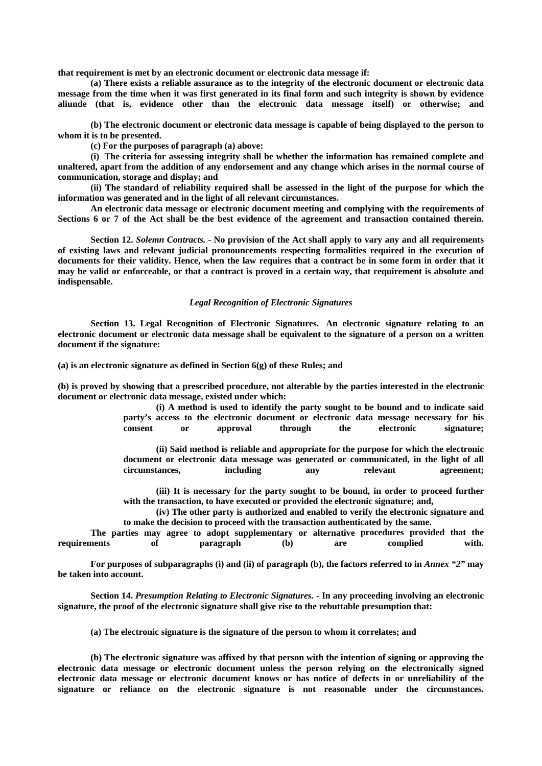**that requirement is met by an electronic document or electronic data message if:**

**(a) There exists a reliable assurance as to the integrity of the electronic document or electronic data message from the time when it was first generated in its final form and such integrity is shown by evidence aliunde (that is, evidence other than the electronic data message itself) or otherwise; and**

**(b) The electronic document or electronic data message is capable of being displayed to the person to whom it is to be presented.**

**(c) For the purposes of paragraph (a) above:**

**(i) The criteria for assessing integrity shall be whether the information has remained complete and unaltered, apart from the addition of any endorsement and any change which arises in the normal course of communication, storage and display; and**

**(ii) The standard of reliability required shall be assessed in the light of the purpose for which the information was generated and in the light of all relevant circumstances.**

**An electronic data message or electronic document meeting and complying with the requirements of Sections 6 or 7 of the Act shall be the best evidence of the agreement and transaction contained therein.**

**Section 12.** ***Solemn Contracts.*** **- No provision of the Act shall apply to vary any and all requirements of existing laws and relevant judicial pronouncements respecting formalities required in the execution of documents for their validity. Hence, when the law requires that a contract be in some form in order that it may be valid or enforceable, or that a contract is proved in a certain way, that requirement is absolute and indispensable.**

***Legal Recognition of Electronic Signatures***

**Section 13. Legal Recognition of Electronic Signatures. An electronic signature relating to an electronic document or electronic data message shall be equivalent to the signature of a person on a written document if the signature:**

**(a) is an electronic signature as defined in Section 6(g) of these Rules; and**

**(b) is proved by showing that a prescribed procedure, not alterable by the parties interested in the electronic document or electronic data message, existed under which:**

**(i) A method is used to identify the party sought to be bound and to indicate said party's access to the electronic document or electronic data message necessary for his consent or approval through the electronic signature;**

**(ii) Said method is reliable and appropriate for the purpose for which the electronic document or electronic data message was generated or communicated, in the light of all circumstances, including any relevant agreement;**

**(iii) It is necessary for the party sought to be bound, in order to proceed further with the transaction, to have executed or provided the electronic signature; and,**

**(iv) The other party is authorized and enabled to verify the electronic signature and to make the decision to proceed with the transaction authenticated by the same.**

**The parties may agree to adopt supplementary or alternative procedures provided that the requirements of paragraph (b) are complied with.**

**For purposes of subparagraphs (i) and (ii) of paragraph (b), the factors referred to in** ***Annex*** **"2" may be taken into account.**

**Section 14.** ***Presumption Relating to Electronic Signatures.*** **- In any proceeding involving an electronic signature, the proof of the electronic signature shall give rise to the rebuttable presumption that:**

**(a) The electronic signature is the signature of the person to whom it correlates; and**

**(b) The electronic signature was affixed by that person with the intention of signing or approving the electronic data message or electronic document unless the person relying on the electronically signed electronic data message or electronic document knows or has notice of defects in or unreliability of the signature or reliance on the electronic signature is not reasonable under the circumstances.**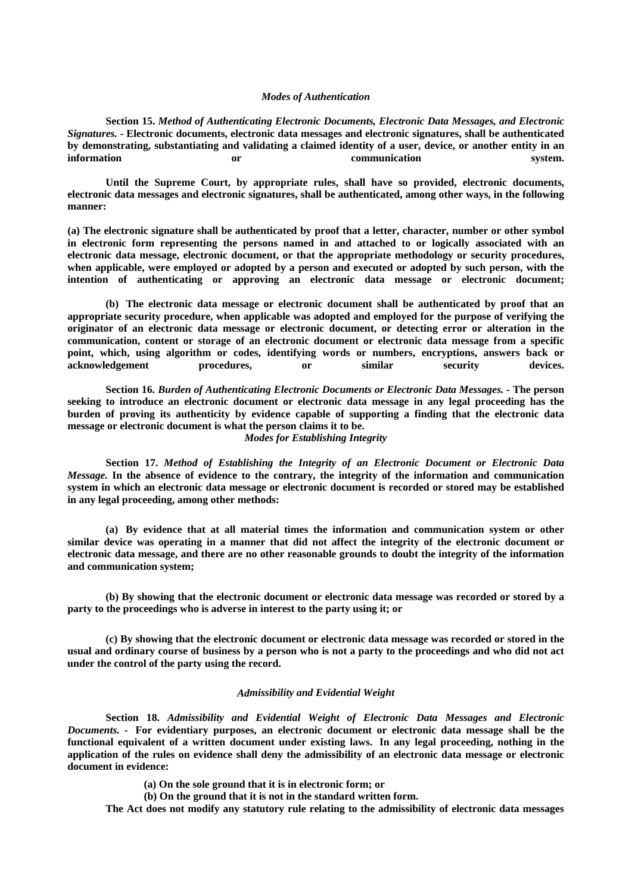*Modes of Authentication*

**Section 15.** ***Method of Authenticating Electronic Documents, Electronic Data Messages, and Electronic Signatures.*** **- Electronic documents, electronic data messages and electronic signatures, shall be authenticated by demonstrating, substantiating and validating a claimed identity of a user, device, or another entity in an information or communication system.**

**Until the Supreme Court, by appropriate rules, shall have so provided, electronic documents, electronic data messages and electronic signatures, shall be authenticated, among other ways, in the following manner:**

**(a) The electronic signature shall be authenticated by proof that a letter, character, number or other symbol in electronic form representing the persons named in and attached to or logically associated with an electronic data message, electronic document, or that the appropriate methodology or security procedures, when applicable, were employed or adopted by a person and executed or adopted by such person, with the intention of authenticating or approving an electronic data message or electronic document;**

**(b) The electronic data message or electronic document shall be authenticated by proof that an appropriate security procedure, when applicable was adopted and employed for the purpose of verifying the originator of an electronic data message or electronic document, or detecting error or alteration in the communication, content or storage of an electronic document or electronic data message from a specific point, which, using algorithm or codes, identifying words or numbers, encryptions, answers back or acknowledgement procedures, or similar security devices.**

**Section 16.** ***Burden of Authenticating Electronic Documents or Electronic Data Messages.*** **- The person seeking to introduce an electronic document or electronic data message in any legal proceeding has the burden of proving its authenticity by evidence capable of supporting a finding that the electronic data message or electronic document is what the person claims it to be.**

*Modes for Establishing Integrity*

**Section 17.** ***Method of Establishing the Integrity of an Electronic Document or Electronic Data Message.*** **In the absence of evidence to the contrary, the integrity of the information and communication system in which an electronic data message or electronic document is recorded or stored may be established in any legal proceeding, among other methods:**

**(a) By evidence that at all material times the information and communication system or other similar device was operating in a manner that did not affect the integrity of the electronic document or electronic data message, and there are no other reasonable grounds to doubt the integrity of the information and communication system;**

**(b) By showing that the electronic document or electronic data message was recorded or stored by a party to the proceedings who is adverse in interest to the party using it; or**

**(c) By showing that the electronic document or electronic data message was recorded or stored in the usual and ordinary course of business by a person who is not a party to the proceedings and who did not act under the control of the party using the record.**

*Admissibility and Evidential Weight*

**Section 18.** ***Admissibility and Evidential Weight of Electronic Data Messages and Electronic Documents.*** **- For evidentiary purposes, an electronic document or electronic data message shall be the functional equivalent of a written document under existing laws. In any legal proceeding, nothing in the application of the rules on evidence shall deny the admissibility of an electronic data message or electronic document in evidence:**

**(a) On the sole ground that it is in electronic form; or**

**(b) On the ground that it is not in the standard written form.**

**The Act does not modify any statutory rule relating to the admissibility of electronic data messages**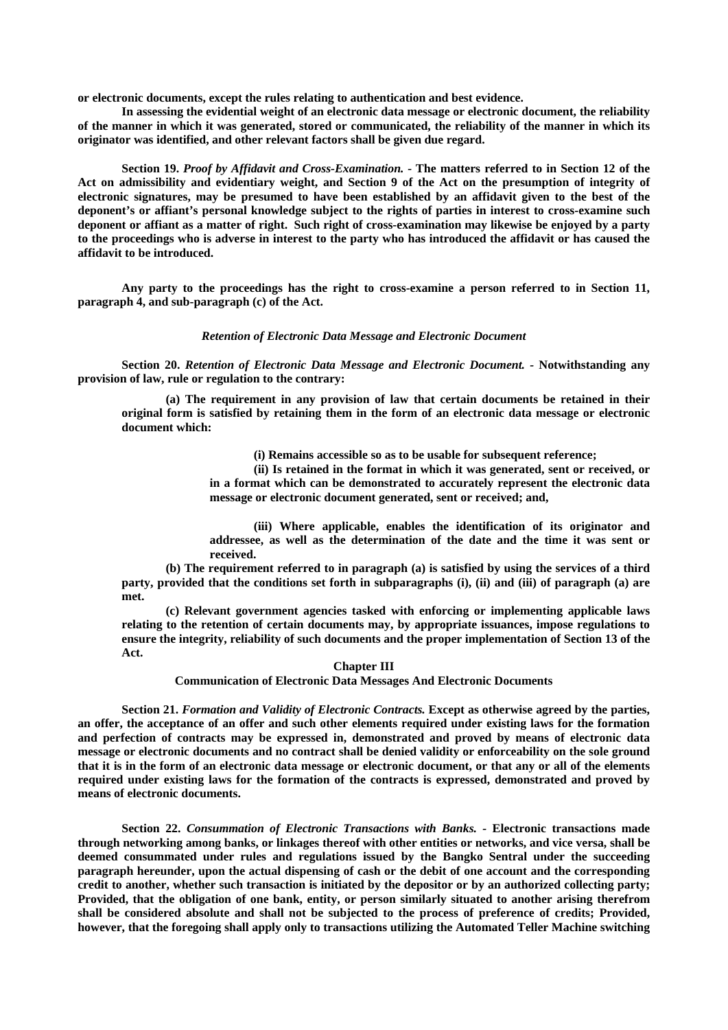**or electronic documents, except the rules relating to authentication and best evidence.**

**In assessing the evidential weight of an electronic data message or electronic document, the reliability of the manner in which it was generated, stored or communicated, the reliability of the manner in which its originator was identified, and other relevant factors shall be given due regard.**

**Section 19.** ***Proof by Affidavit and Cross-Examination.*** **- The matters referred to in Section 12 of the Act on admissibility and evidentiary weight, and Section 9 of the Act on the presumption of integrity of electronic signatures, may be presumed to have been established by an affidavit given to the best of the deponent's or affiant's personal knowledge subject to the rights of parties in interest to cross-examine such deponent or affiant as a matter of right. Such right of cross-examination may likewise be enjoyed by a party to the proceedings who is adverse in interest to the party who has introduced the affidavit or has caused the affidavit to be introduced.**

**Any party to the proceedings has the right to cross-examine a person referred to in Section 11, paragraph 4, and sub-paragraph (c) of the Act.**

***Retention of Electronic Data Message and Electronic Document***

**Section 20.** ***Retention of Electronic Data Message and Electronic Document.*** **- Notwithstanding any provision of law, rule or regulation to the contrary:**

**(a) The requirement in any provision of law that certain documents be retained in their original form is satisfied by retaining them in the form of an electronic data message or electronic document which:**

**(i) Remains accessible so as to be usable for subsequent reference;**

**(ii) Is retained in the format in which it was generated, sent or received, or in a format which can be demonstrated to accurately represent the electronic data message or electronic document generated, sent or received; and,**

**(iii) Where applicable, enables the identification of its originator and addressee, as well as the determination of the date and the time it was sent or received.**

**(b) The requirement referred to in paragraph (a) is satisfied by using the services of a third party, provided that the conditions set forth in subparagraphs (i), (ii) and (iii) of paragraph (a) are met.**

**(c) Relevant government agencies tasked with enforcing or implementing applicable laws relating to the retention of certain documents may, by appropriate issuances, impose regulations to ensure the integrity, reliability of such documents and the proper implementation of Section 13 of the Act.**

## Chapter III
## Communication of Electronic Data Messages And Electronic Documents

**Section 21.** ***Formation and Validity of Electronic Contracts.*** **Except as otherwise agreed by the parties, an offer, the acceptance of an offer and such other elements required under existing laws for the formation and perfection of contracts may be expressed in, demonstrated and proved by means of electronic data message or electronic documents and no contract shall be denied validity or enforceability on the sole ground that it is in the form of an electronic data message or electronic document, or that any or all of the elements required under existing laws for the formation of the contracts is expressed, demonstrated and proved by means of electronic documents.**

**Section 22.** ***Consummation of Electronic Transactions with Banks.*** **- Electronic transactions made through networking among banks, or linkages thereof with other entities or networks, and vice versa, shall be deemed consummated under rules and regulations issued by the Bangko Sentral under the succeeding paragraph hereunder, upon the actual dispensing of cash or the debit of one account and the corresponding credit to another, whether such transaction is initiated by the depositor or by an authorized collecting party; Provided, that the obligation of one bank, entity, or person similarly situated to another arising therefrom shall be considered absolute and shall not be subjected to the process of preference of credits; Provided, however, that the foregoing shall apply only to transactions utilizing the Automated Teller Machine switching**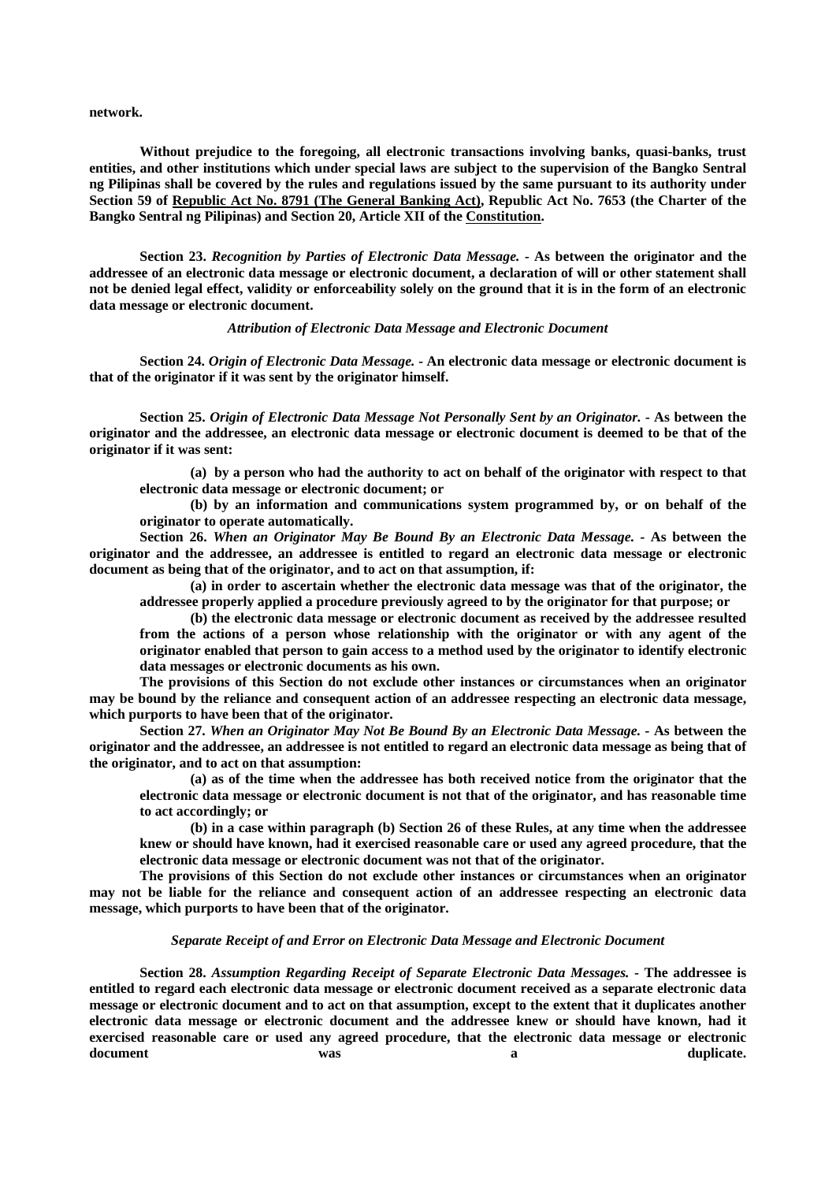**network.**

**Without prejudice to the foregoing, all electronic transactions involving banks, quasi-banks, trust entities, and other institutions which under special laws are subject to the supervision of the Bangko Sentral ng Pilipinas shall be covered by the rules and regulations issued by the same pursuant to its authority under Section 59 of Republic Act No. 8791 (The General Banking Act), Republic Act No. 7653 (the Charter of the Bangko Sentral ng Pilipinas) and Section 20, Article XII of the Constitution.**

**Section 23.** ***Recognition by Parties of Electronic Data Message.*** **- As between the originator and the addressee of an electronic data message or electronic document, a declaration of will or other statement shall not be denied legal effect, validity or enforceability solely on the ground that it is in the form of an electronic data message or electronic document.**

***Attribution of Electronic Data Message and Electronic Document***

**Section 24.** ***Origin of Electronic Data Message.*** **- An electronic data message or electronic document is that of the originator if it was sent by the originator himself.**

**Section 25.** ***Origin of Electronic Data Message Not Personally Sent by an Originator.*** **- As between the originator and the addressee, an electronic data message or electronic document is deemed to be that of the originator if it was sent:**

**(a) by a person who had the authority to act on behalf of the originator with respect to that electronic data message or electronic document; or**

**(b) by an information and communications system programmed by, or on behalf of the originator to operate automatically.**

**Section 26.** ***When an Originator May Be Bound By an Electronic Data Message.*** **- As between the originator and the addressee, an addressee is entitled to regard an electronic data message or electronic document as being that of the originator, and to act on that assumption, if:**

**(a) in order to ascertain whether the electronic data message was that of the originator, the addressee properly applied a procedure previously agreed to by the originator for that purpose; or**

**(b) the electronic data message or electronic document as received by the addressee resulted from the actions of a person whose relationship with the originator or with any agent of the originator enabled that person to gain access to a method used by the originator to identify electronic data messages or electronic documents as his own.**

**The provisions of this Section do not exclude other instances or circumstances when an originator may be bound by the reliance and consequent action of an addressee respecting an electronic data message, which purports to have been that of the originator.**

**Section 27.** ***When an Originator May Not Be Bound By an Electronic Data Message.*** **- As between the originator and the addressee, an addressee is not entitled to regard an electronic data message as being that of the originator, and to act on that assumption:**

**(a) as of the time when the addressee has both received notice from the originator that the electronic data message or electronic document is not that of the originator, and has reasonable time to act accordingly; or**

**(b) in a case within paragraph (b) Section 26 of these Rules, at any time when the addressee knew or should have known, had it exercised reasonable care or used any agreed procedure, that the electronic data message or electronic document was not that of the originator.**

**The provisions of this Section do not exclude other instances or circumstances when an originator may not be liable for the reliance and consequent action of an addressee respecting an electronic data message, which purports to have been that of the originator.**

***Separate Receipt of and Error on Electronic Data Message and Electronic Document***

**Section 28.** ***Assumption Regarding Receipt of Separate Electronic Data Messages.*** **- The addressee is entitled to regard each electronic data message or electronic document received as a separate electronic data message or electronic document and to act on that assumption, except to the extent that it duplicates another electronic data message or electronic document and the addressee knew or should have known, had it exercised reasonable care or used any agreed procedure, that the electronic data message or electronic document was a duplicate.**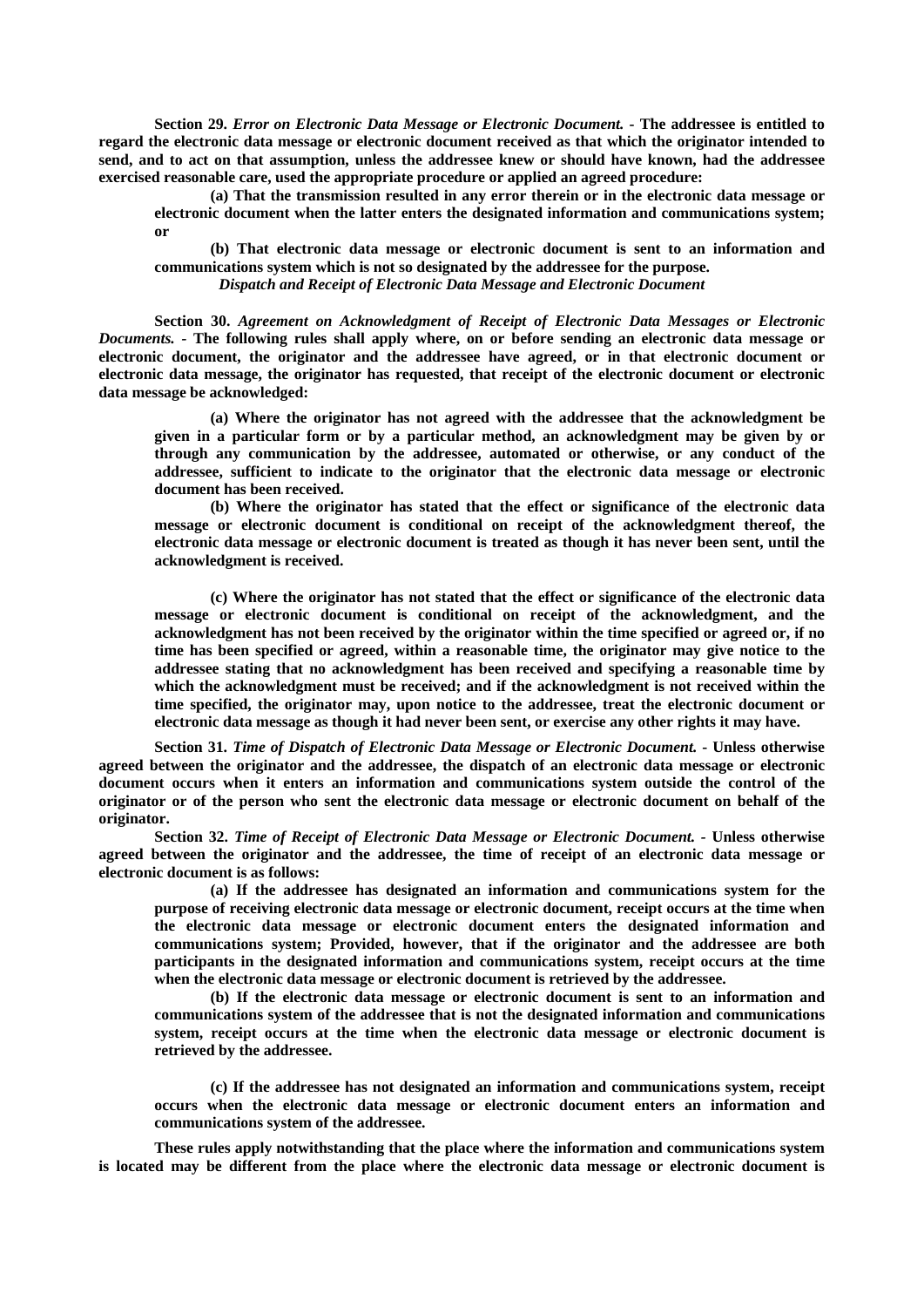**Section 29.** ***Error on Electronic Data Message or Electronic Document.*** **- The addressee is entitled to regard the electronic data message or electronic document received as that which the originator intended to send, and to act on that assumption, unless the addressee knew or should have known, had the addressee exercised reasonable care, used the appropriate procedure or applied an agreed procedure:**

> **(a) That the transmission resulted in any error therein or in the electronic data message or electronic document when the latter enters the designated information and communications system; or**
>
> **(b) That electronic data message or electronic document is sent to an information and communications system which is not so designated by the addressee for the purpose.**

***Dispatch and Receipt of Electronic Data Message and Electronic Document***

**Section 30.** ***Agreement on Acknowledgment of Receipt of Electronic Data Messages or Electronic Documents.*** **- The following rules shall apply where, on or before sending an electronic data message or electronic document, the originator and the addressee have agreed, or in that electronic document or electronic data message, the originator has requested, that receipt of the electronic document or electronic data message be acknowledged:**

> **(a) Where the originator has not agreed with the addressee that the acknowledgment be given in a particular form or by a particular method, an acknowledgment may be given by or through any communication by the addressee, automated or otherwise, or any conduct of the addressee, sufficient to indicate to the originator that the electronic data message or electronic document has been received.**
>
> **(b) Where the originator has stated that the effect or significance of the electronic data message or electronic document is conditional on receipt of the acknowledgment thereof, the electronic data message or electronic document is treated as though it has never been sent, until the acknowledgment is received.**
>
> **(c) Where the originator has not stated that the effect or significance of the electronic data message or electronic document is conditional on receipt of the acknowledgment, and the acknowledgment has not been received by the originator within the time specified or agreed or, if no time has been specified or agreed, within a reasonable time, the originator may give notice to the addressee stating that no acknowledgment has been received and specifying a reasonable time by which the acknowledgment must be received; and if the acknowledgment is not received within the time specified, the originator may, upon notice to the addressee, treat the electronic document or electronic data message as though it had never been sent, or exercise any other rights it may have.**

**Section 31.** ***Time of Dispatch of Electronic Data Message or Electronic Document.*** **- Unless otherwise agreed between the originator and the addressee, the dispatch of an electronic data message or electronic document occurs when it enters an information and communications system outside the control of the originator or of the person who sent the electronic data message or electronic document on behalf of the originator.**

**Section 32.** ***Time of Receipt of Electronic Data Message or Electronic Document.*** **- Unless otherwise agreed between the originator and the addressee, the time of receipt of an electronic data message or electronic document is as follows:**

> **(a) If the addressee has designated an information and communications system for the purpose of receiving electronic data message or electronic document, receipt occurs at the time when the electronic data message or electronic document enters the designated information and communications system; Provided, however, that if the originator and the addressee are both participants in the designated information and communications system, receipt occurs at the time when the electronic data message or electronic document is retrieved by the addressee.**
>
> **(b) If the electronic data message or electronic document is sent to an information and communications system of the addressee that is not the designated information and communications system, receipt occurs at the time when the electronic data message or electronic document is retrieved by the addressee.**
>
> **(c) If the addressee has not designated an information and communications system, receipt occurs when the electronic data message or electronic document enters an information and communications system of the addressee.**

**These rules apply notwithstanding that the place where the information and communications system is located may be different from the place where the electronic data message or electronic document is**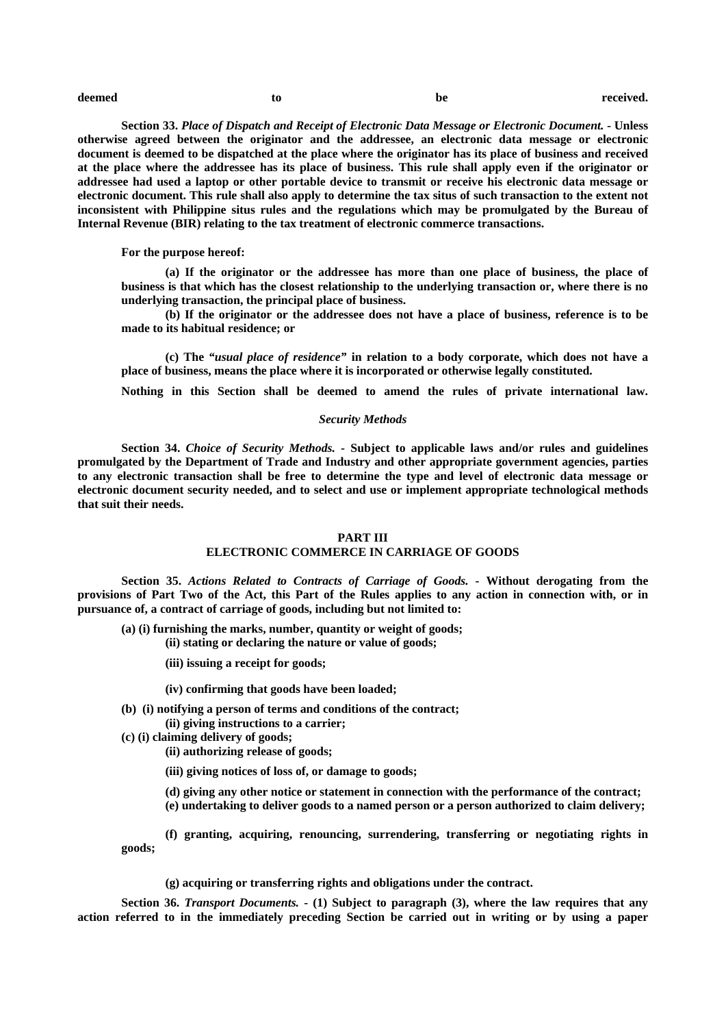**deemed to be received.**

**Section 33.** ***Place of Dispatch and Receipt of Electronic Data Message or Electronic Document.*** **- Unless otherwise agreed between the originator and the addressee, an electronic data message or electronic document is deemed to be dispatched at the place where the originator has its place of business and received at the place where the addressee has its place of business. This rule shall apply even if the originator or addressee had used a laptop or other portable device to transmit or receive his electronic data message or electronic document. This rule shall also apply to determine the tax situs of such transaction to the extent not inconsistent with Philippine situs rules and the regulations which may be promulgated by the Bureau of Internal Revenue (BIR) relating to the tax treatment of electronic commerce transactions.**

**For the purpose hereof:**

**(a) If the originator or the addressee has more than one place of business, the place of business is that which has the closest relationship to the underlying transaction or, where there is no underlying transaction, the principal place of business.**

**(b) If the originator or the addressee does not have a place of business, reference is to be made to its habitual residence; or**

**(c) The "*usual place of residence*" in relation to a body corporate, which does not have a place of business, means the place where it is incorporated or otherwise legally constituted.**

**Nothing in this Section shall be deemed to amend the rules of private international law.**

***Security Methods***

**Section 34.** ***Choice of Security Methods.*** **- Subject to applicable laws and/or rules and guidelines promulgated by the Department of Trade and Industry and other appropriate government agencies, parties to any electronic transaction shall be free to determine the type and level of electronic data message or electronic document security needed, and to select and use or implement appropriate technological methods that suit their needs.**

## PART III
## ELECTRONIC COMMERCE IN CARRIAGE OF GOODS

**Section 35.** ***Actions Related to Contracts of Carriage of Goods.*** **- Without derogating from the provisions of Part Two of the Act, this Part of the Rules applies to any action in connection with, or in pursuance of, a contract of carriage of goods, including but not limited to:**

**(a) (i) furnishing the marks, number, quantity or weight of goods;**

**(ii) stating or declaring the nature or value of goods;**

**(iii) issuing a receipt for goods;**

**(iv) confirming that goods have been loaded;**

**(b) (i) notifying a person of terms and conditions of the contract;**

**(ii) giving instructions to a carrier;**

**(c) (i) claiming delivery of goods;**

**(ii) authorizing release of goods;**

**(iii) giving notices of loss of, or damage to goods;**

**(d) giving any other notice or statement in connection with the performance of the contract;**

**(e) undertaking to deliver goods to a named person or a person authorized to claim delivery;**

**(f) granting, acquiring, renouncing, surrendering, transferring or negotiating rights in goods;**

**(g) acquiring or transferring rights and obligations under the contract.**

**Section 36.** ***Transport Documents.*** **- (1) Subject to paragraph (3), where the law requires that any action referred to in the immediately preceding Section be carried out in writing or by using a paper**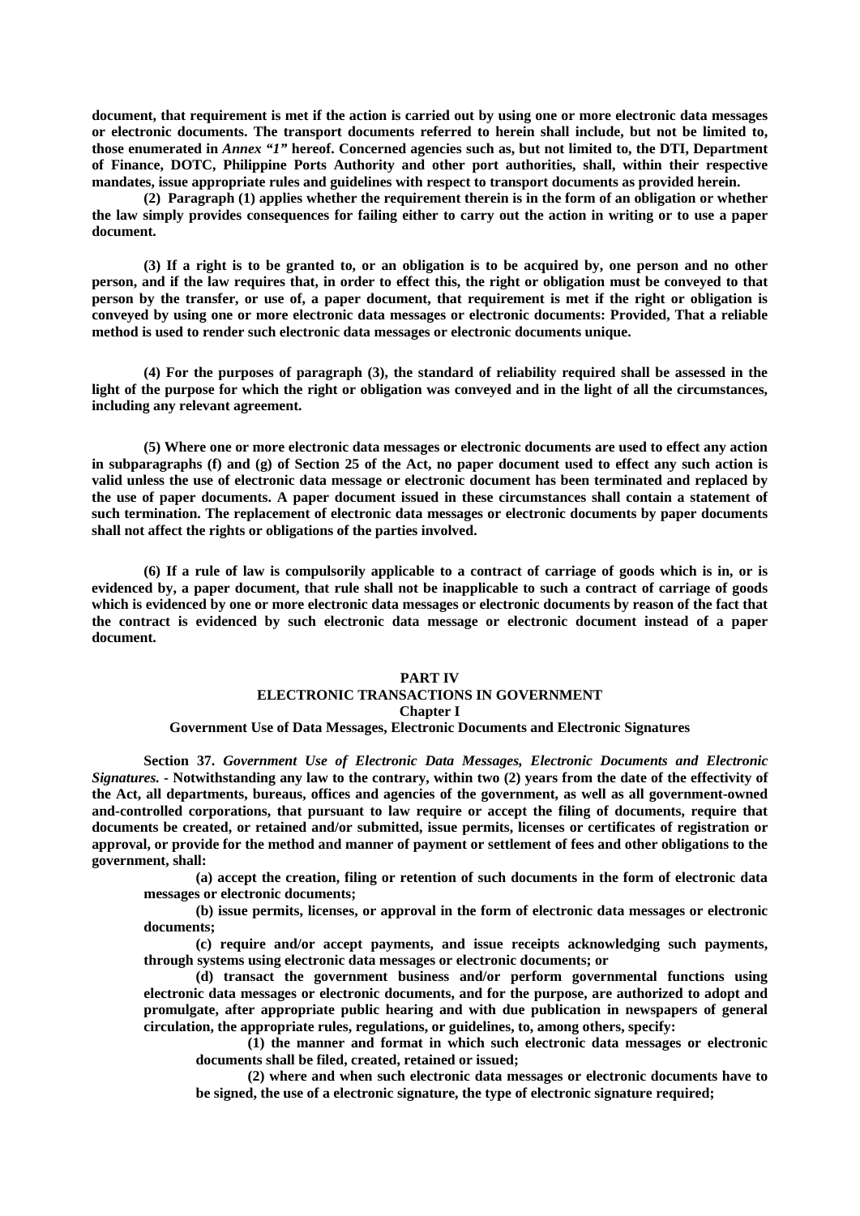**document, that requirement is met if the action is carried out by using one or more electronic data messages or electronic documents. The transport documents referred to herein shall include, but not be limited to, those enumerated in *Annex "1"* hereof. Concerned agencies such as, but not limited to, the DTI, Department of Finance, DOTC, Philippine Ports Authority and other port authorities, shall, within their respective mandates, issue appropriate rules and guidelines with respect to transport documents as provided herein.**

**(2) Paragraph (1) applies whether the requirement therein is in the form of an obligation or whether the law simply provides consequences for failing either to carry out the action in writing or to use a paper document.**

**(3) If a right is to be granted to, or an obligation is to be acquired by, one person and no other person, and if the law requires that, in order to effect this, the right or obligation must be conveyed to that person by the transfer, or use of, a paper document, that requirement is met if the right or obligation is conveyed by using one or more electronic data messages or electronic documents: Provided, That a reliable method is used to render such electronic data messages or electronic documents unique.**

**(4) For the purposes of paragraph (3), the standard of reliability required shall be assessed in the light of the purpose for which the right or obligation was conveyed and in the light of all the circumstances, including any relevant agreement.**

**(5) Where one or more electronic data messages or electronic documents are used to effect any action in subparagraphs (f) and (g) of Section 25 of the Act, no paper document used to effect any such action is valid unless the use of electronic data message or electronic document has been terminated and replaced by the use of paper documents. A paper document issued in these circumstances shall contain a statement of such termination. The replacement of electronic data messages or electronic documents by paper documents shall not affect the rights or obligations of the parties involved.**

**(6) If a rule of law is compulsorily applicable to a contract of carriage of goods which is in, or is evidenced by, a paper document, that rule shall not be inapplicable to such a contract of carriage of goods which is evidenced by one or more electronic data messages or electronic documents by reason of the fact that the contract is evidenced by such electronic data message or electronic document instead of a paper document.**

## PART IV
## ELECTRONIC TRANSACTIONS IN GOVERNMENT
### Chapter I
### Government Use of Data Messages, Electronic Documents and Electronic Signatures

**Section 37.** ***Government Use of Electronic Data Messages, Electronic Documents and Electronic Signatures.*** **- Notwithstanding any law to the contrary, within two (2) years from the date of the effectivity of the Act, all departments, bureaus, offices and agencies of the government, as well as all government-owned and-controlled corporations, that pursuant to law require or accept the filing of documents, require that documents be created, or retained and/or submitted, issue permits, licenses or certificates of registration or approval, or provide for the method and manner of payment or settlement of fees and other obligations to the government, shall:**

**(a) accept the creation, filing or retention of such documents in the form of electronic data messages or electronic documents;**

**(b) issue permits, licenses, or approval in the form of electronic data messages or electronic documents;**

**(c) require and/or accept payments, and issue receipts acknowledging such payments, through systems using electronic data messages or electronic documents; or**

**(d) transact the government business and/or perform governmental functions using electronic data messages or electronic documents, and for the purpose, are authorized to adopt and promulgate, after appropriate public hearing and with due publication in newspapers of general circulation, the appropriate rules, regulations, or guidelines, to, among others, specify:**

**(1) the manner and format in which such electronic data messages or electronic documents shall be filed, created, retained or issued;**

**(2) where and when such electronic data messages or electronic documents have to be signed, the use of a electronic signature, the type of electronic signature required;**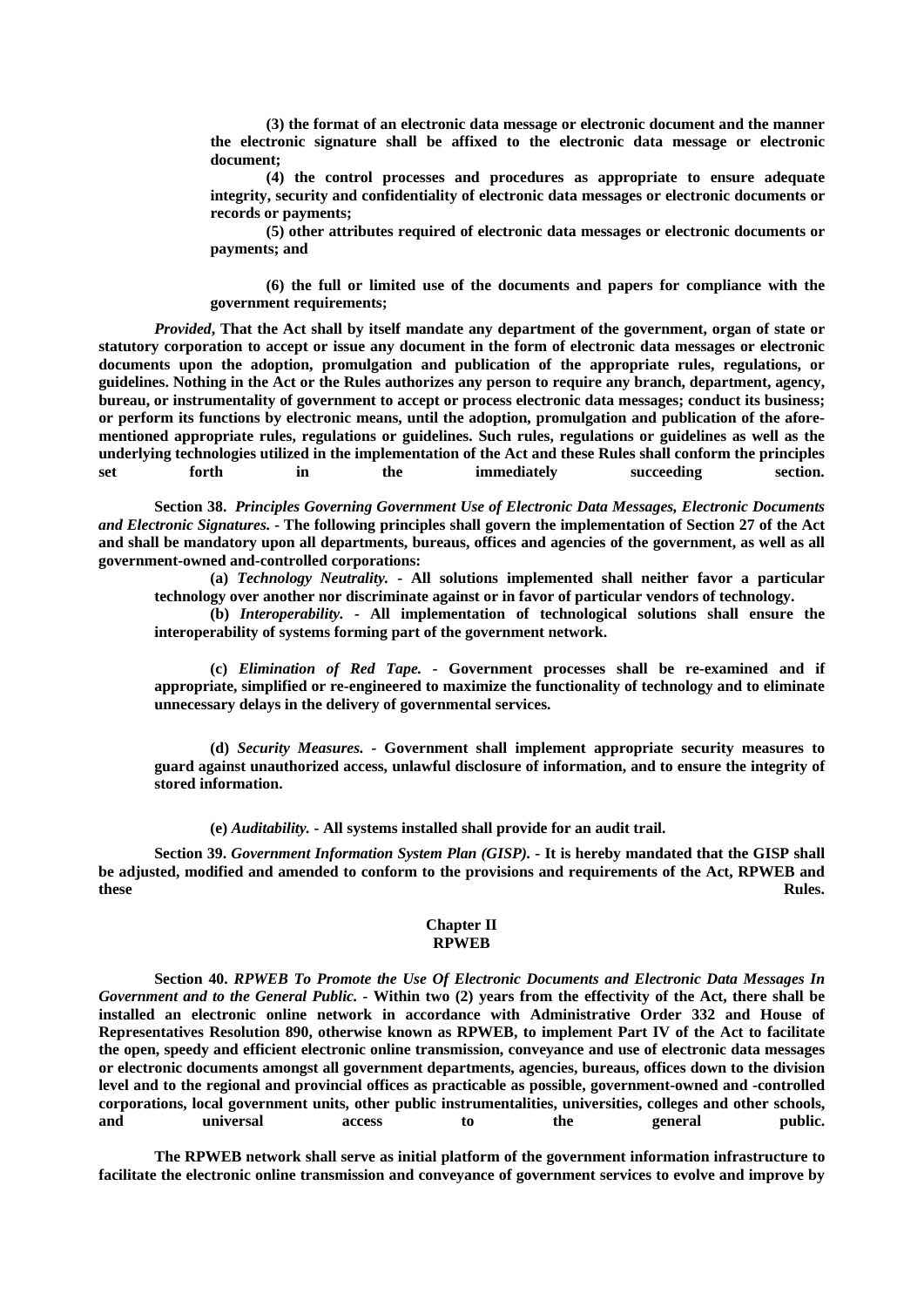**(3) the format of an electronic data message or electronic document and the manner the electronic signature shall be affixed to the electronic data message or electronic document;**

**(4) the control processes and procedures as appropriate to ensure adequate integrity, security and confidentiality of electronic data messages or electronic documents or records or payments;**

**(5) other attributes required of electronic data messages or electronic documents or payments; and**

**(6) the full or limited use of the documents and papers for compliance with the government requirements;**

***Provided*, That the Act shall by itself mandate any department of the government, organ of state or statutory corporation to accept or issue any document in the form of electronic data messages or electronic documents upon the adoption, promulgation and publication of the appropriate rules, regulations, or guidelines. Nothing in the Act or the Rules authorizes any person to require any branch, department, agency, bureau, or instrumentality of government to accept or process electronic data messages; conduct its business; or perform its functions by electronic means, until the adoption, promulgation and publication of the afore-mentioned appropriate rules, regulations or guidelines. Such rules, regulations or guidelines as well as the underlying technologies utilized in the implementation of the Act and these Rules shall conform the principles set forth in the immediately succeeding section.**

**Section 38.** ***Principles Governing Government Use of Electronic Data Messages, Electronic Documents and Electronic Signatures.*** **- The following principles shall govern the implementation of Section 27 of the Act and shall be mandatory upon all departments, bureaus, offices and agencies of the government, as well as all government-owned and-controlled corporations:**

**(a)** ***Technology Neutrality.*** **- All solutions implemented shall neither favor a particular technology over another nor discriminate against or in favor of particular vendors of technology.**

**(b)** ***Interoperability.*** **- All implementation of technological solutions shall ensure the interoperability of systems forming part of the government network.**

**(c)** ***Elimination of Red Tape.*** **- Government processes shall be re-examined and if appropriate, simplified or re-engineered to maximize the functionality of technology and to eliminate unnecessary delays in the delivery of governmental services.**

**(d)** ***Security Measures.*** **- Government shall implement appropriate security measures to guard against unauthorized access, unlawful disclosure of information, and to ensure the integrity of stored information.**

**(e)** ***Auditability.*** **- All systems installed shall provide for an audit trail.**

**Section 39.** ***Government Information System Plan (GISP).*** **- It is hereby mandated that the GISP shall be adjusted, modified and amended to conform to the provisions and requirements of the Act, RPWEB and these Rules.**

## Chapter II
## RPWEB

**Section 40.** ***RPWEB To Promote the Use Of Electronic Documents and Electronic Data Messages In Government and to the General Public.*** **- Within two (2) years from the effectivity of the Act, there shall be installed an electronic online network in accordance with Administrative Order 332 and House of Representatives Resolution 890, otherwise known as RPWEB, to implement Part IV of the Act to facilitate the open, speedy and efficient electronic online transmission, conveyance and use of electronic data messages or electronic documents amongst all government departments, agencies, bureaus, offices down to the division level and to the regional and provincial offices as practicable as possible, government-owned and -controlled corporations, local government units, other public instrumentalities, universities, colleges and other schools, and universal access to the general public.**

**The RPWEB network shall serve as initial platform of the government information infrastructure to facilitate the electronic online transmission and conveyance of government services to evolve and improve by**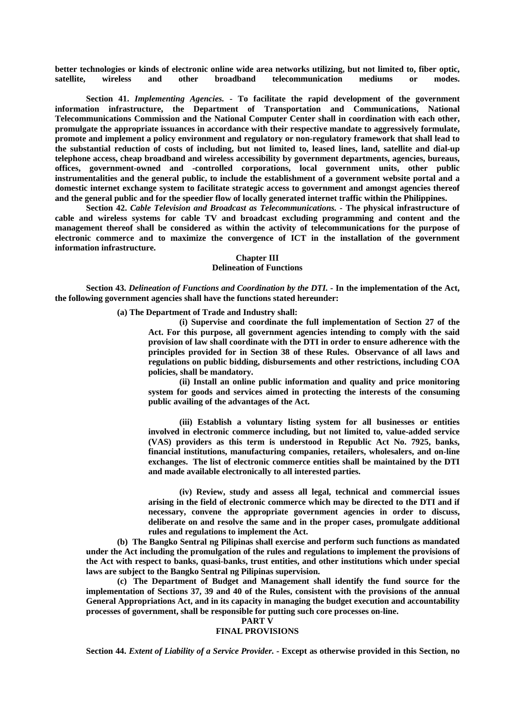**better technologies or kinds of electronic online wide area networks utilizing, but not limited to, fiber optic, satellite, wireless and other broadband telecommunication mediums or modes.**

**Section 41.** ***Implementing Agencies.*** **- To facilitate the rapid development of the government information infrastructure, the Department of Transportation and Communications, National Telecommunications Commission and the National Computer Center shall in coordination with each other, promulgate the appropriate issuances in accordance with their respective mandate to aggressively formulate, promote and implement a policy environment and regulatory or non-regulatory framework that shall lead to the substantial reduction of costs of including, but not limited to, leased lines, land, satellite and dial-up telephone access, cheap broadband and wireless accessibility by government departments, agencies, bureaus, offices, government-owned and -controlled corporations, local government units, other public instrumentalities and the general public, to include the establishment of a government website portal and a domestic internet exchange system to facilitate strategic access to government and amongst agencies thereof and the general public and for the speedier flow of locally generated internet traffic within the Philippines.**

**Section 42.** ***Cable Television and Broadcast as Telecommunications.*** **- The physical infrastructure of cable and wireless systems for cable TV and broadcast excluding programming and content and the management thereof shall be considered as within the activity of telecommunications for the purpose of electronic commerce and to maximize the convergence of ICT in the installation of the government information infrastructure.**

## Chapter III
## Delineation of Functions

**Section 43.** ***Delineation of Functions and Coordination by the DTI.*** **- In the implementation of the Act, the following government agencies shall have the functions stated hereunder:**

**(a) The Department of Trade and Industry shall:**

**(i) Supervise and coordinate the full implementation of Section 27 of the Act. For this purpose, all government agencies intending to comply with the said provision of law shall coordinate with the DTI in order to ensure adherence with the principles provided for in Section 38 of these Rules. Observance of all laws and regulations on public bidding, disbursements and other restrictions, including COA policies, shall be mandatory.**

**(ii) Install an online public information and quality and price monitoring system for goods and services aimed in protecting the interests of the consuming public availing of the advantages of the Act.**

**(iii) Establish a voluntary listing system for all businesses or entities involved in electronic commerce including, but not limited to, value-added service (VAS) providers as this term is understood in Republic Act No. 7925, banks, financial institutions, manufacturing companies, retailers, wholesalers, and on-line exchanges. The list of electronic commerce entities shall be maintained by the DTI and made available electronically to all interested parties.**

**(iv) Review, study and assess all legal, technical and commercial issues arising in the field of electronic commerce which may be directed to the DTI and if necessary, convene the appropriate government agencies in order to discuss, deliberate on and resolve the same and in the proper cases, promulgate additional rules and regulations to implement the Act.**

**(b) The Bangko Sentral ng Pilipinas shall exercise and perform such functions as mandated under the Act including the promulgation of the rules and regulations to implement the provisions of the Act with respect to banks, quasi-banks, trust entities, and other institutions which under special laws are subject to the Bangko Sentral ng Pilipinas supervision.**

**(c) The Department of Budget and Management shall identify the fund source for the implementation of Sections 37, 39 and 40 of the Rules, consistent with the provisions of the annual General Appropriations Act, and in its capacity in managing the budget execution and accountability processes of government, shall be responsible for putting such core processes on-line.**

# PART V
# FINAL PROVISIONS

**Section 44.** ***Extent of Liability of a Service Provider.*** **- Except as otherwise provided in this Section, no**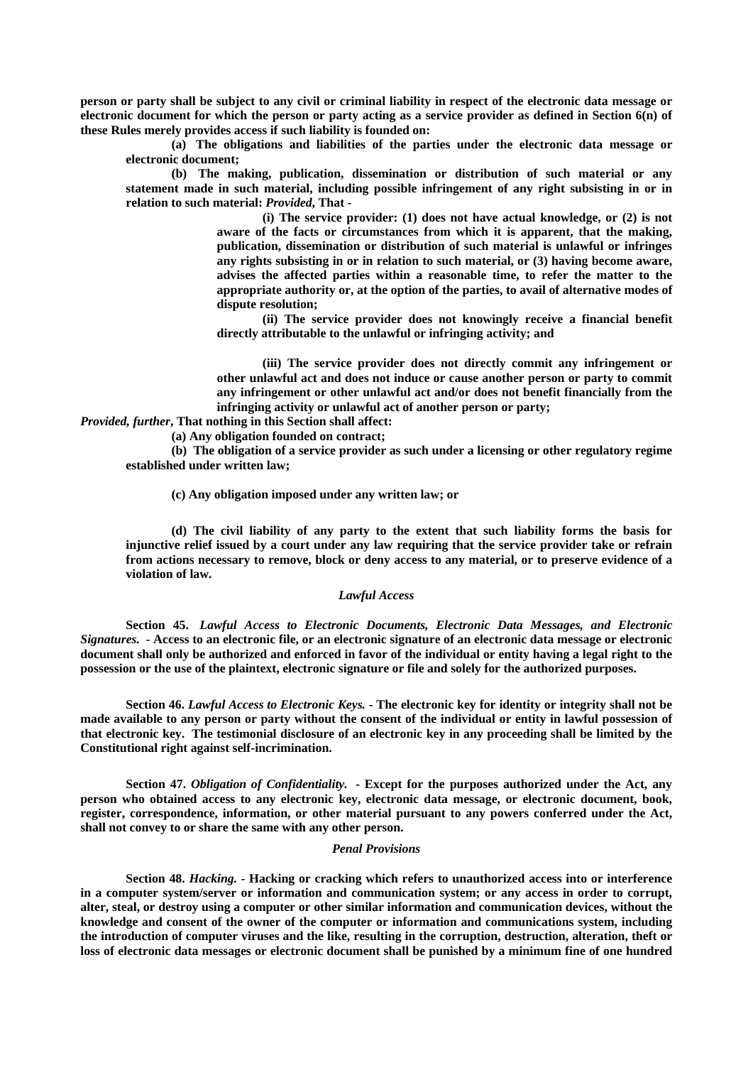**person or party shall be subject to any civil or criminal liability in respect of the electronic data message or electronic document for which the person or party acting as a service provider as defined in Section 6(n) of these Rules merely provides access if such liability is founded on:**

**(a) The obligations and liabilities of the parties under the electronic data message or electronic document;**

**(b) The making, publication, dissemination or distribution of such material or any statement made in such material, including possible infringement of any right subsisting in or in relation to such material: *Provided*, That -**

**(i) The service provider: (1) does not have actual knowledge, or (2) is not aware of the facts or circumstances from which it is apparent, that the making, publication, dissemination or distribution of such material is unlawful or infringes any rights subsisting in or in relation to such material, or (3) having become aware, advises the affected parties within a reasonable time, to refer the matter to the appropriate authority or, at the option of the parties, to avail of alternative modes of dispute resolution;**

**(ii) The service provider does not knowingly receive a financial benefit directly attributable to the unlawful or infringing activity; and**

**(iii) The service provider does not directly commit any infringement or other unlawful act and does not induce or cause another person or party to commit any infringement or other unlawful act and/or does not benefit financially from the infringing activity or unlawful act of another person or party;**

***Provided, further*, That nothing in this Section shall affect:**

**(a) Any obligation founded on contract;**

**(b) The obligation of a service provider as such under a licensing or other regulatory regime established under written law;**

**(c) Any obligation imposed under any written law; or**

**(d) The civil liability of any party to the extent that such liability forms the basis for injunctive relief issued by a court under any law requiring that the service provider take or refrain from actions necessary to remove, block or deny access to any material, or to preserve evidence of a violation of law.**

### *Lawful Access*

**Section 45.** ***Lawful Access to Electronic Documents, Electronic Data Messages, and Electronic Signatures.*** **- Access to an electronic file, or an electronic signature of an electronic data message or electronic document shall only be authorized and enforced in favor of the individual or entity having a legal right to the possession or the use of the plaintext, electronic signature or file and solely for the authorized purposes.**

**Section 46.** ***Lawful Access to Electronic Keys.*** **- The electronic key for identity or integrity shall not be made available to any person or party without the consent of the individual or entity in lawful possession of that electronic key. The testimonial disclosure of an electronic key in any proceeding shall be limited by the Constitutional right against self-incrimination.**

**Section 47.** ***Obligation of Confidentiality.*** **- Except for the purposes authorized under the Act, any person who obtained access to any electronic key, electronic data message, or electronic document, book, register, correspondence, information, or other material pursuant to any powers conferred under the Act, shall not convey to or share the same with any other person.**

### *Penal Provisions*

**Section 48.** ***Hacking.*** **- Hacking or cracking which refers to unauthorized access into or interference in a computer system/server or information and communication system; or any access in order to corrupt, alter, steal, or destroy using a computer or other similar information and communication devices, without the knowledge and consent of the owner of the computer or information and communications system, including the introduction of computer viruses and the like, resulting in the corruption, destruction, alteration, theft or loss of electronic data messages or electronic document shall be punished by a minimum fine of one hundred**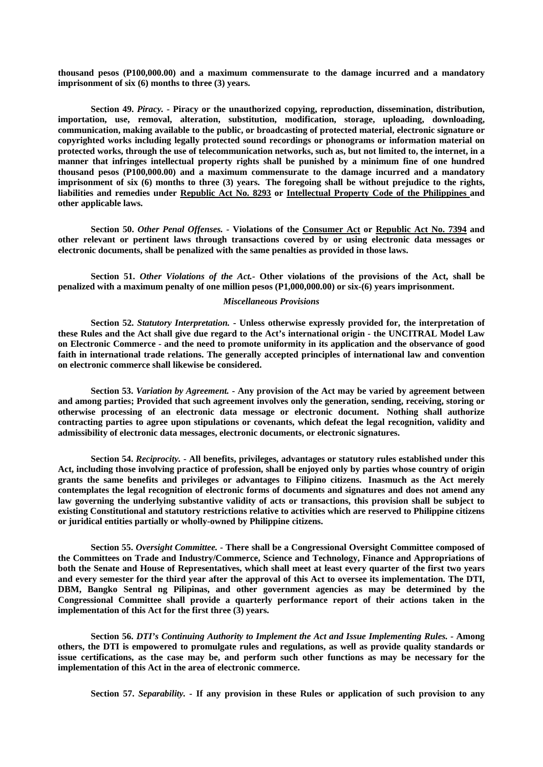**thousand pesos (P100,000.00) and a maximum commensurate to the damage incurred and a mandatory imprisonment of six (6) months to three (3) years.**

**Section 49.** ***Piracy.*** **- Piracy or the unauthorized copying, reproduction, dissemination, distribution, importation, use, removal, alteration, substitution, modification, storage, uploading, downloading, communication, making available to the public, or broadcasting of protected material, electronic signature or copyrighted works including legally protected sound recordings or phonograms or information material on protected works, through the use of telecommunication networks, such as, but not limited to, the internet, in a manner that infringes intellectual property rights shall be punished by a minimum fine of one hundred thousand pesos (P100,000.00) and a maximum commensurate to the damage incurred and a mandatory imprisonment of six (6) months to three (3) years. The foregoing shall be without prejudice to the rights, liabilities and remedies under Republic Act No. 8293 or Intellectual Property Code of the Philippines and other applicable laws.**

**Section 50.** ***Other Penal Offenses.*** **- Violations of the Consumer Act or Republic Act No. 7394 and other relevant or pertinent laws through transactions covered by or using electronic data messages or electronic documents, shall be penalized with the same penalties as provided in those laws.**

**Section 51.** ***Other Violations of the Act.*** **- Other violations of the provisions of the Act, shall be penalized with a maximum penalty of one million pesos (P1,000,000.00) or six-(6) years imprisonment.**

***Miscellaneous Provisions***

**Section 52.** ***Statutory Interpretation.*** **- Unless otherwise expressly provided for, the interpretation of these Rules and the Act shall give due regard to the Act's international origin - the UNCITRAL Model Law on Electronic Commerce - and the need to promote uniformity in its application and the observance of good faith in international trade relations. The generally accepted principles of international law and convention on electronic commerce shall likewise be considered.**

**Section 53.** ***Variation by Agreement.*** **- Any provision of the Act may be varied by agreement between and among parties; Provided that such agreement involves only the generation, sending, receiving, storing or otherwise processing of an electronic data message or electronic document. Nothing shall authorize contracting parties to agree upon stipulations or covenants, which defeat the legal recognition, validity and admissibility of electronic data messages, electronic documents, or electronic signatures.**

**Section 54.** ***Reciprocity.*** **- All benefits, privileges, advantages or statutory rules established under this Act, including those involving practice of profession, shall be enjoyed only by parties whose country of origin grants the same benefits and privileges or advantages to Filipino citizens. Inasmuch as the Act merely contemplates the legal recognition of electronic forms of documents and signatures and does not amend any law governing the underlying substantive validity of acts or transactions, this provision shall be subject to existing Constitutional and statutory restrictions relative to activities which are reserved to Philippine citizens or juridical entities partially or wholly-owned by Philippine citizens.**

**Section 55.** ***Oversight Committee.*** **- There shall be a Congressional Oversight Committee composed of the Committees on Trade and Industry/Commerce, Science and Technology, Finance and Appropriations of both the Senate and House of Representatives, which shall meet at least every quarter of the first two years and every semester for the third year after the approval of this Act to oversee its implementation. The DTI, DBM, Bangko Sentral ng Pilipinas, and other government agencies as may be determined by the Congressional Committee shall provide a quarterly performance report of their actions taken in the implementation of this Act for the first three (3) years.**

**Section 56.** ***DTI's Continuing Authority to Implement the Act and Issue Implementing Rules.*** **- Among others, the DTI is empowered to promulgate rules and regulations, as well as provide quality standards or issue certifications, as the case may be, and perform such other functions as may be necessary for the implementation of this Act in the area of electronic commerce.**

**Section 57.** ***Separability.*** **- If any provision in these Rules or application of such provision to any**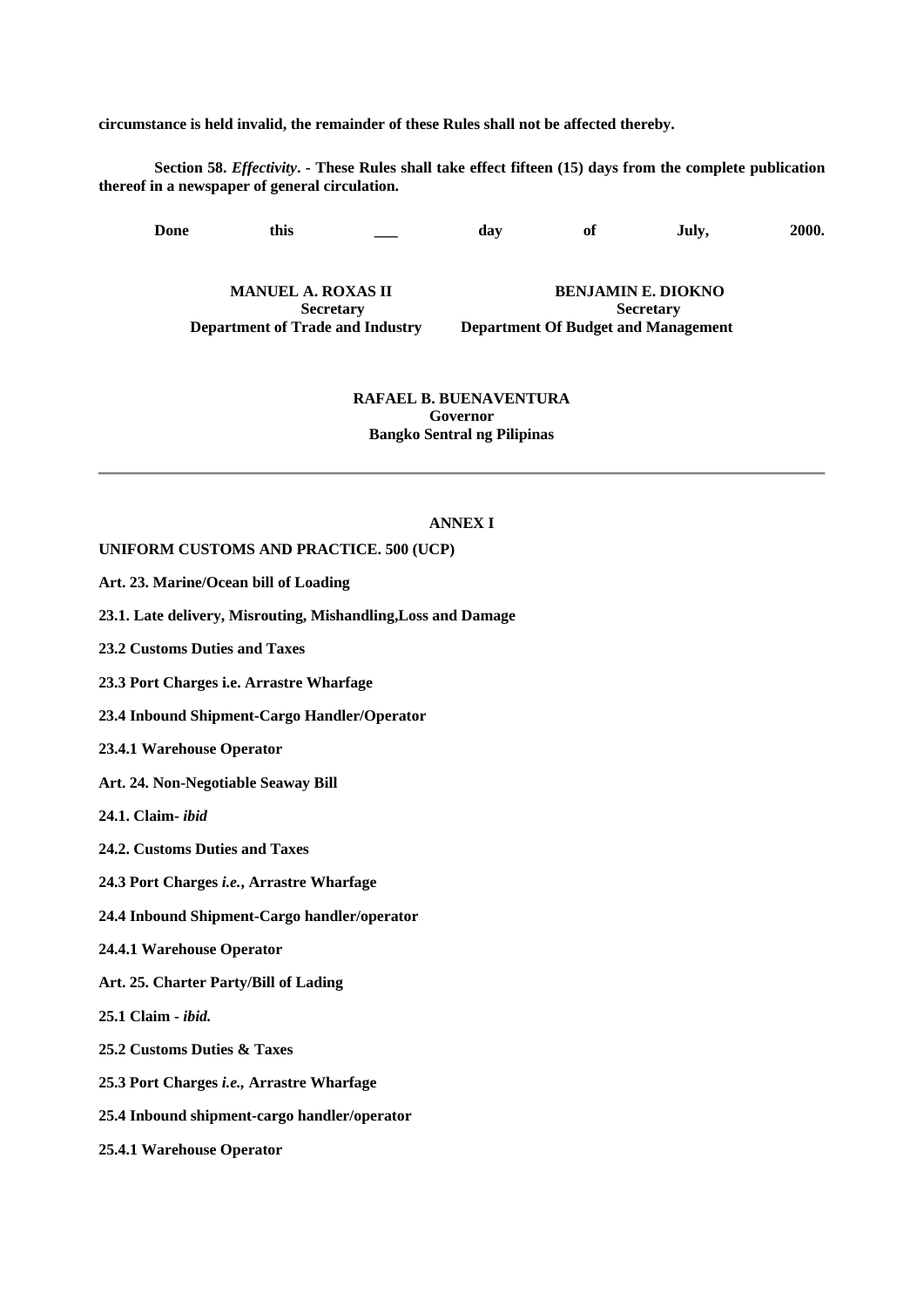**circumstance is held invalid, the remainder of these Rules shall not be affected thereby.**

**Section 58.** ***Effectivity*****. - These Rules shall take effect fifteen (15) days from the complete publication thereof in a newspaper of general circulation.**

**Done this ___ day of July, 2000.**

**MANUEL A. ROXAS II**
**Secretary**
**Department of Trade and Industry**

**BENJAMIN E. DIOKNO**
**Secretary**
**Department Of Budget and Management**

**RAFAEL B. BUENAVENTURA**
**Governor**
**Bangko Sentral ng Pilipinas**

---

## ANNEX I

**UNIFORM CUSTOMS AND PRACTICE. 500 (UCP)**

**Art. 23. Marine/Ocean bill of Loading**

**23.1. Late delivery, Misrouting, Mishandling,Loss and Damage**

**23.2 Customs Duties and Taxes**

**23.3 Port Charges i.e. Arrastre Wharfage**

**23.4 Inbound Shipment-Cargo Handler/Operator**

**23.4.1 Warehouse Operator**

**Art. 24. Non-Negotiable Seaway Bill**

**24.1. Claim-** ***ibid***

**24.2. Customs Duties and Taxes**

**24.3 Port Charges** ***i.e.*****, Arrastre Wharfage**

**24.4 Inbound Shipment-Cargo handler/operator**

**24.4.1 Warehouse Operator**

**Art. 25. Charter Party/Bill of Lading**

**25.1 Claim -** ***ibid.***

**25.2 Customs Duties & Taxes**

**25.3 Port Charges** ***i.e.,*** **Arrastre Wharfage**

**25.4 Inbound shipment-cargo handler/operator**

**25.4.1 Warehouse Operator**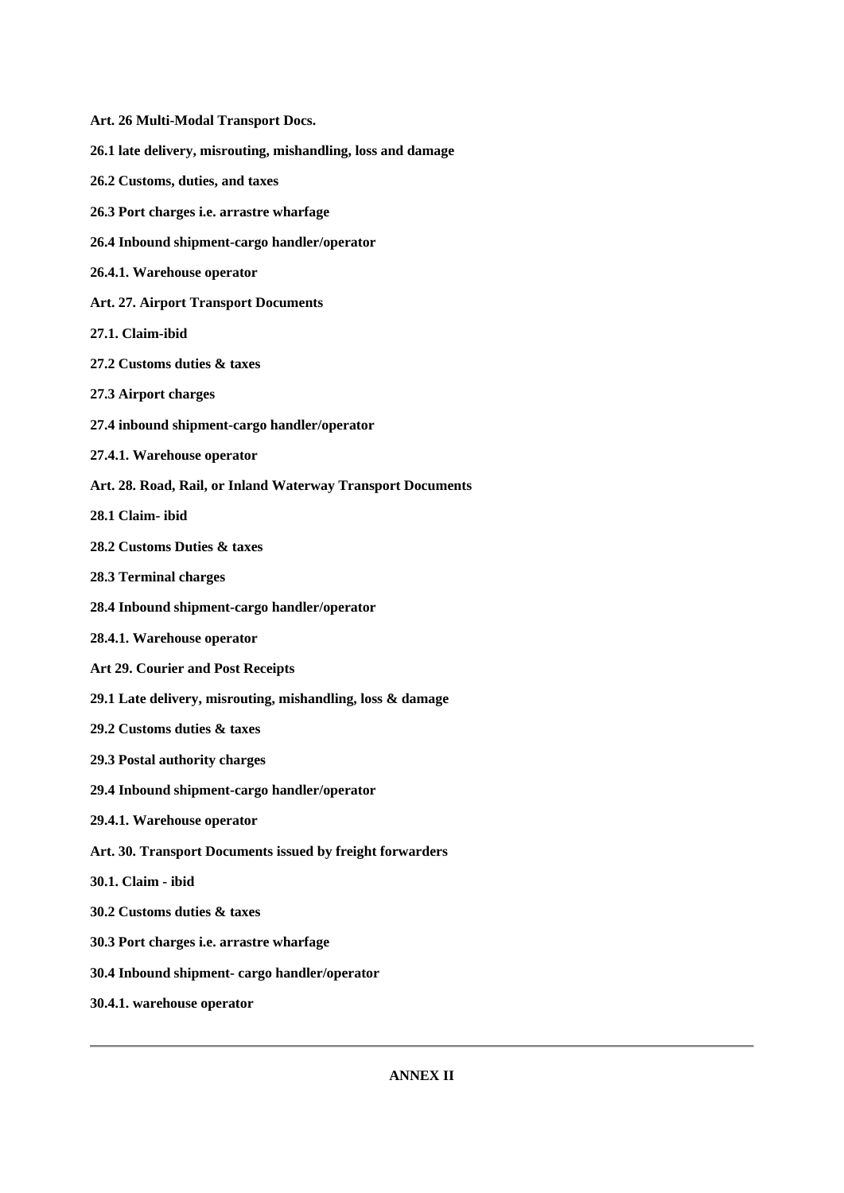**Art. 26 Multi-Modal Transport Docs.**

**26.1 late delivery, misrouting, mishandling, loss and damage**

**26.2 Customs, duties, and taxes**

**26.3 Port charges i.e. arrastre wharfage**

**26.4 Inbound shipment-cargo handler/operator**

**26.4.1. Warehouse operator**

**Art. 27. Airport Transport Documents**

**27.1. Claim-ibid**

**27.2 Customs duties & taxes**

**27.3 Airport charges**

**27.4 inbound shipment-cargo handler/operator**

**27.4.1. Warehouse operator**

**Art. 28. Road, Rail, or Inland Waterway Transport Documents**

**28.1 Claim- ibid**

**28.2 Customs Duties & taxes**

**28.3 Terminal charges**

**28.4 Inbound shipment-cargo handler/operator**

**28.4.1. Warehouse operator**

**Art 29. Courier and Post Receipts**

**29.1 Late delivery, misrouting, mishandling, loss & damage**

**29.2 Customs duties & taxes**

**29.3 Postal authority charges**

**29.4 Inbound shipment-cargo handler/operator**

**29.4.1. Warehouse operator**

**Art. 30. Transport Documents issued by freight forwarders**

**30.1. Claim - ibid**

**30.2 Customs duties & taxes**

**30.3 Port charges i.e. arrastre wharfage**

**30.4 Inbound shipment- cargo handler/operator**

**30.4.1. warehouse operator**

---

**ANNEX II**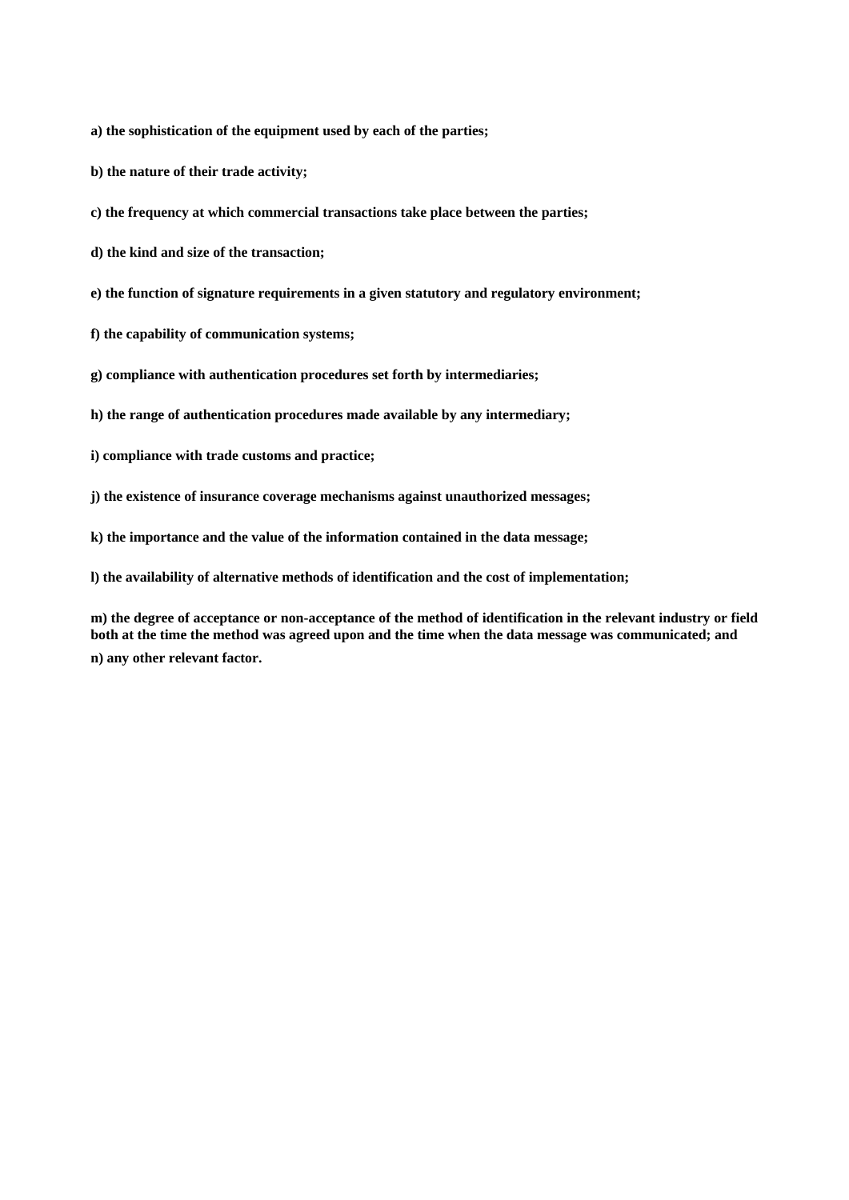**a) the sophistication of the equipment used by each of the parties;**

**b) the nature of their trade activity;**

**c) the frequency at which commercial transactions take place between the parties;**

**d) the kind and size of the transaction;**

**e) the function of signature requirements in a given statutory and regulatory environment;**

**f) the capability of communication systems;**

**g) compliance with authentication procedures set forth by intermediaries;**

**h) the range of authentication procedures made available by any intermediary;**

**i) compliance with trade customs and practice;**

**j) the existence of insurance coverage mechanisms against unauthorized messages;**

**k) the importance and the value of the information contained in the data message;**

**l) the availability of alternative methods of identification and the cost of implementation;**

**m) the degree of acceptance or non-acceptance of the method of identification in the relevant industry or field both at the time the method was agreed upon and the time when the data message was communicated; and**

**n) any other relevant factor.**